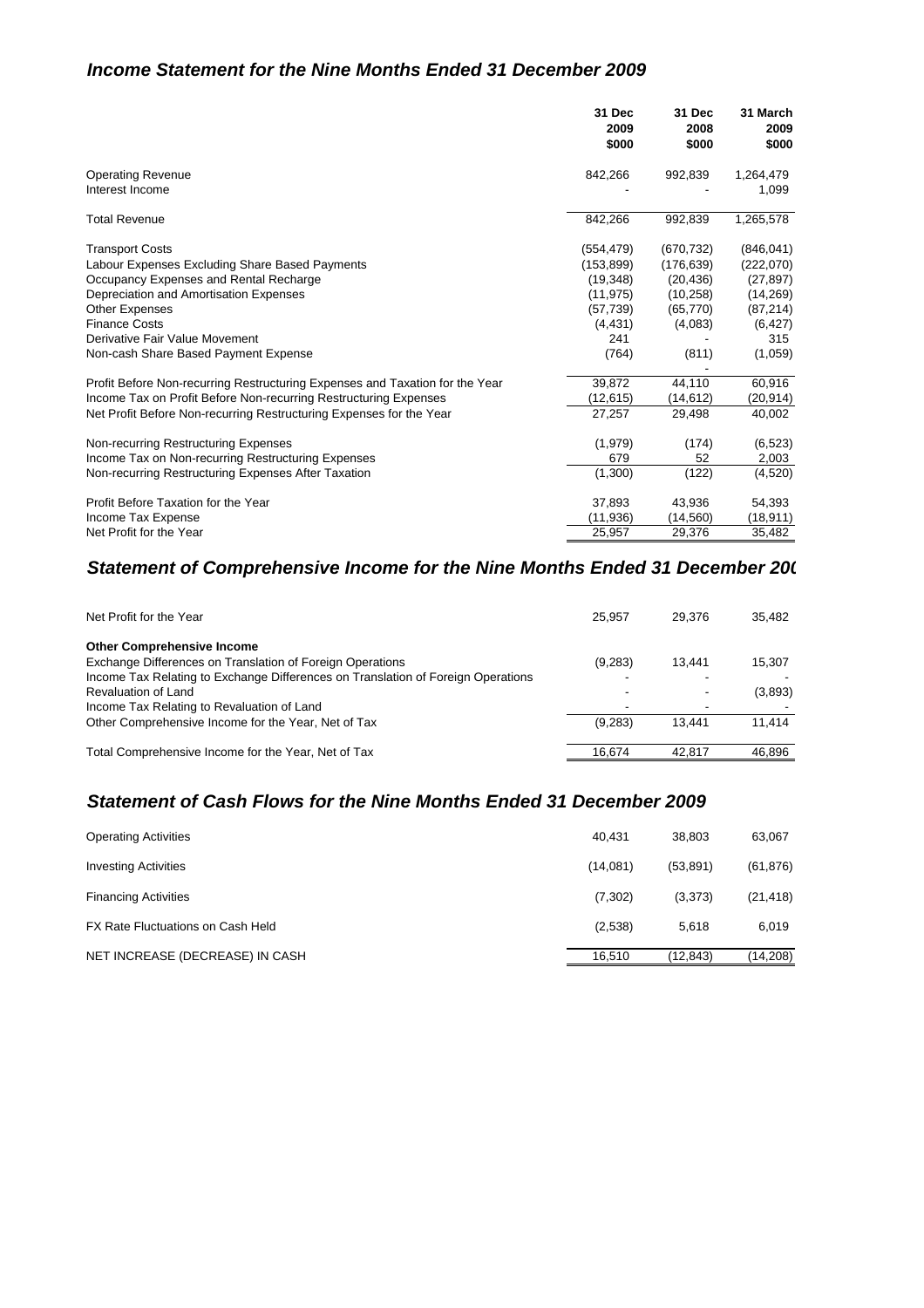## *Income Statement for the Nine Months Ended 31 December 2009*

| | 31 Dec 2009 $000 | 31 Dec 2008 $000 | 31 March 2009 $000 |
|---|---|---|---|
| Operating Revenue | 842,266 | 992,839 | 1,264,479 |
| Interest Income | - | - | 1,099 |
| Total Revenue | 842,266 | 992,839 | 1,265,578 |
| Transport Costs | (554,479) | (670,732) | (846,041) |
| Labour Expenses Excluding Share Based Payments | (153,899) | (176,639) | (222,070) |
| Occupancy Expenses and Rental Recharge | (19,348) | (20,436) | (27,897) |
| Depreciation and Amortisation Expenses | (11,975) | (10,258) | (14,269) |
| Other Expenses | (57,739) | (65,770) | (87,214) |
| Finance Costs | (4,431) | (4,083) | (6,427) |
| Derivative Fair Value Movement | 241 | - | 315 |
| Non-cash Share Based Payment Expense | (764) | (811) | (1,059) |
| | | - | |
| Profit Before Non-recurring Restructuring Expenses and Taxation for the Year | 39,872 | 44,110 | 60,916 |
| Income Tax on Profit Before Non-recurring Restructuring Expenses | (12,615) | (14,612) | (20,914) |
| Net Profit Before Non-recurring Restructuring Expenses for the Year | 27,257 | 29,498 | 40,002 |
| Non-recurring Restructuring Expenses | (1,979) | (174) | (6,523) |
| Income Tax on Non-recurring Restructuring Expenses | 679 | 52 | 2,003 |
| Non-recurring Restructuring Expenses After Taxation | (1,300) | (122) | (4,520) |
| Profit Before Taxation for the Year | 37,893 | 43,936 | 54,393 |
| Income Tax Expense | (11,936) | (14,560) | (18,911) |
| Net Profit for the Year | 25,957 | 29,376 | 35,482 |

## *Statement of Comprehensive Income for the Nine Months Ended 31 December 20(*

| | | | |
|---|---|---|---|
| Net Profit for the Year | 25,957 | 29,376 | 35,482 |
| **Other Comprehensive Income** | | | |
| Exchange Differences on Translation of Foreign Operations | (9,283) | 13,441 | 15,307 |
| Income Tax Relating to Exchange Differences on Translation of Foreign Operations | - | - | - |
| Revaluation of Land | - | - | (3,893) |
| Income Tax Relating to Revaluation of Land | - | - | - |
| Other Comprehensive Income for the Year, Net of Tax | (9,283) | 13,441 | 11,414 |
| Total Comprehensive Income for the Year, Net of Tax | 16,674 | 42,817 | 46,896 |

## *Statement of Cash Flows for the Nine Months Ended 31 December 2009*

| | | | |
|---|---|---|---|
| Operating Activities | 40,431 | 38,803 | 63,067 |
| Investing Activities | (14,081) | (53,891) | (61,876) |
| Financing Activities | (7,302) | (3,373) | (21,418) |
| FX Rate Fluctuations on Cash Held | (2,538) | 5,618 | 6,019 |
| NET INCREASE (DECREASE) IN CASH | 16,510 | (12,843) | (14,208) |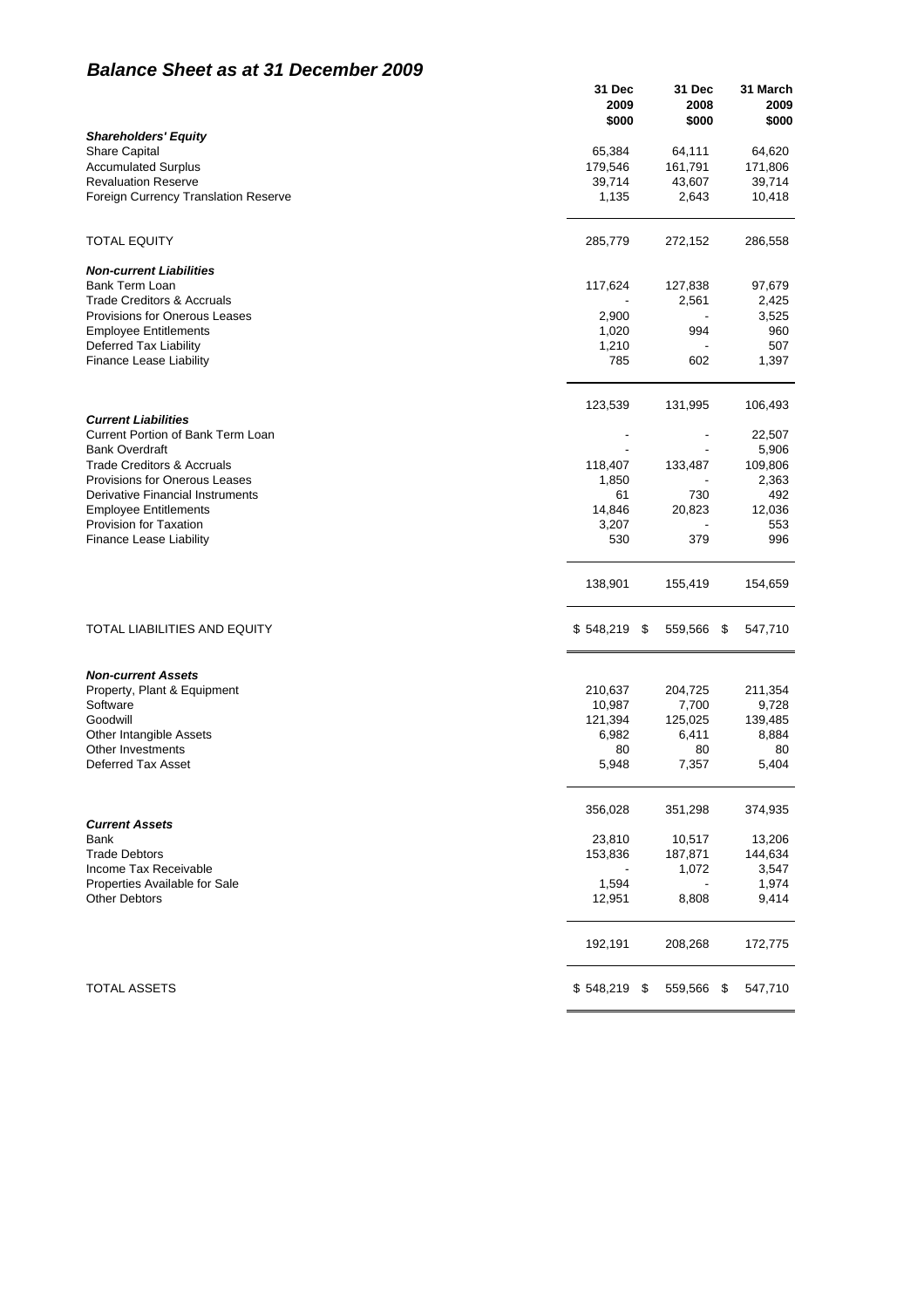# *Balance Sheet as at 31 December 2009*

| | 31 Dec 2009 $000 | 31 Dec 2008 $000 | 31 March 2009 $000 |
|---|---|---|---|
| ***Shareholders' Equity*** | | | |
| Share Capital | 65,384 | 64,111 | 64,620 |
| Accumulated Surplus | 179,546 | 161,791 | 171,806 |
| Revaluation Reserve | 39,714 | 43,607 | 39,714 |
| Foreign Currency Translation Reserve | 1,135 | 2,643 | 10,418 |
| TOTAL EQUITY | 285,779 | 272,152 | 286,558 |
| ***Non-current Liabilities*** | | | |
| Bank Term Loan | 117,624 | 127,838 | 97,679 |
| Trade Creditors & Accruals | - | 2,561 | 2,425 |
| Provisions for Onerous Leases | 2,900 | - | 3,525 |
| Employee Entitlements | 1,020 | 994 | 960 |
| Deferred Tax Liability | 1,210 | - | 507 |
| Finance Lease Liability | 785 | 602 | 1,397 |
| | 123,539 | 131,995 | 106,493 |
| ***Current Liabilities*** | | | |
| Current Portion of Bank Term Loan | - | - | 22,507 |
| Bank Overdraft | - | - | 5,906 |
| Trade Creditors & Accruals | 118,407 | 133,487 | 109,806 |
| Provisions for Onerous Leases | 1,850 | - | 2,363 |
| Derivative Financial Instruments | 61 | 730 | 492 |
| Employee Entitlements | 14,846 | 20,823 | 12,036 |
| Provision for Taxation | 3,207 | - | 553 |
| Finance Lease Liability | 530 | 379 | 996 |
| | 138,901 | 155,419 | 154,659 |
| TOTAL LIABILITIES AND EQUITY | $ 548,219 | $ 559,566 | $ 547,710 |
| ***Non-current Assets*** | | | |
| Property, Plant & Equipment | 210,637 | 204,725 | 211,354 |
| Software | 10,987 | 7,700 | 9,728 |
| Goodwill | 121,394 | 125,025 | 139,485 |
| Other Intangible Assets | 6,982 | 6,411 | 8,884 |
| Other Investments | 80 | 80 | 80 |
| Deferred Tax Asset | 5,948 | 7,357 | 5,404 |
| | 356,028 | 351,298 | 374,935 |
| ***Current Assets*** | | | |
| Bank | 23,810 | 10,517 | 13,206 |
| Trade Debtors | 153,836 | 187,871 | 144,634 |
| Income Tax Receivable | - | 1,072 | 3,547 |
| Properties Available for Sale | 1,594 | - | 1,974 |
| Other Debtors | 12,951 | 8,808 | 9,414 |
| | 192,191 | 208,268 | 172,775 |
| TOTAL ASSETS | $ 548,219 | $ 559,566 | $ 547,710 |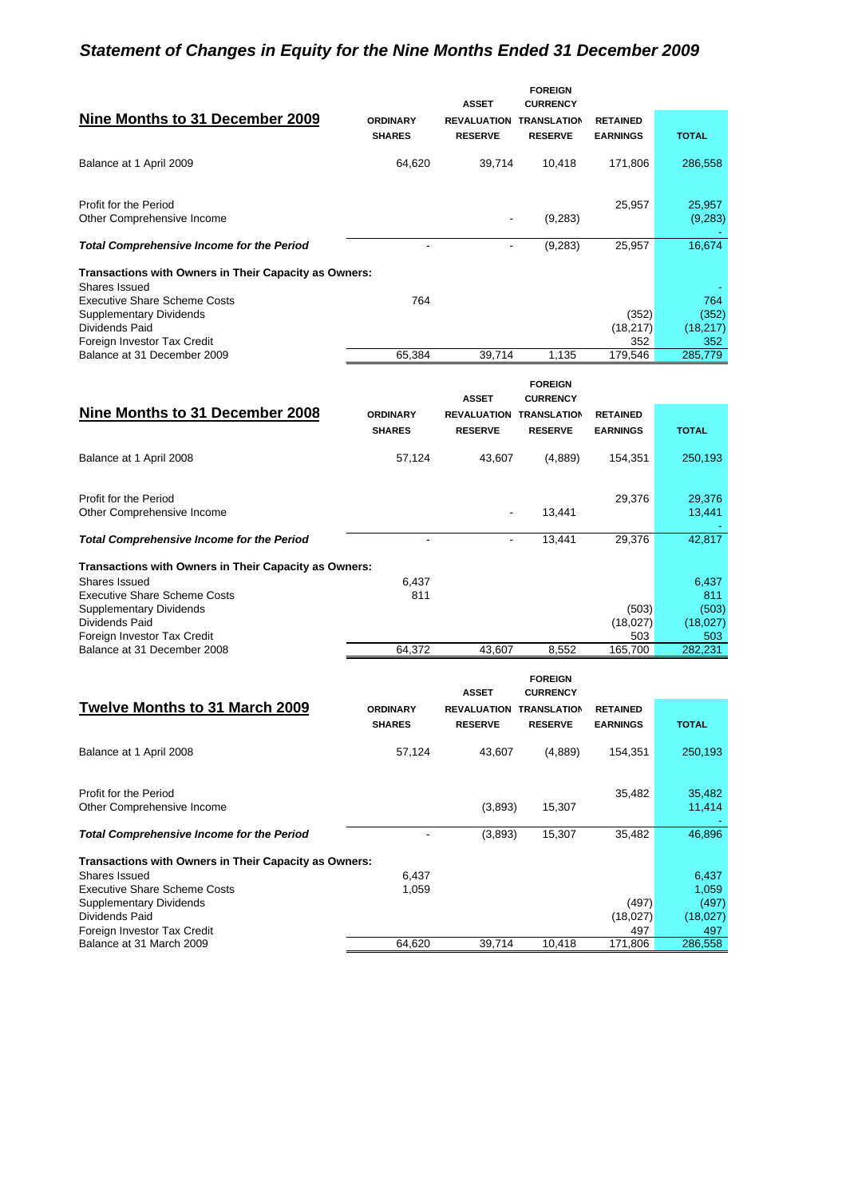## *Statement of Changes in Equity for the Nine Months Ended 31 December 2009*

| Nine Months to 31 December 2009 | ORDINARY SHARES | ASSET REVALUATION RESERVE | FOREIGN CURRENCY TRANSLATION RESERVE | RETAINED EARNINGS | TOTAL |
|---|---|---|---|---|---|
| Balance at 1 April 2009 | 64,620 | 39,714 | 10,418 | 171,806 | 286,558 |
| Profit for the Period | | | | 25,957 | 25,957 |
| Other Comprehensive Income | | - | (9,283) | | (9,283) |
| | | | | | - |
| ***Total Comprehensive Income for the Period*** | - | - | (9,283) | 25,957 | 16,674 |
| **Transactions with Owners in Their Capacity as Owners:** | | | | | |
| Shares Issued | | | | | - |
| Executive Share Scheme Costs | 764 | | | | 764 |
| Supplementary Dividends | | | | (352) | (352) |
| Dividends Paid | | | | (18,217) | (18,217) |
| Foreign Investor Tax Credit | | | | 352 | 352 |
| Balance at 31 December 2009 | 65,384 | 39,714 | 1,135 | 179,546 | 285,779 |

| Nine Months to 31 December 2008 | ORDINARY SHARES | ASSET REVALUATION RESERVE | FOREIGN CURRENCY TRANSLATION RESERVE | RETAINED EARNINGS | TOTAL |
|---|---|---|---|---|---|
| Balance at 1 April 2008 | 57,124 | 43,607 | (4,889) | 154,351 | 250,193 |
| Profit for the Period | | | | 29,376 | 29,376 |
| Other Comprehensive Income | | - | 13,441 | | 13,441 |
| | | | | | - |
| ***Total Comprehensive Income for the Period*** | - | - | 13,441 | 29,376 | 42,817 |
| **Transactions with Owners in Their Capacity as Owners:** | | | | | |
| Shares Issued | 6,437 | | | | 6,437 |
| Executive Share Scheme Costs | 811 | | | | 811 |
| Supplementary Dividends | | | | (503) | (503) |
| Dividends Paid | | | | (18,027) | (18,027) |
| Foreign Investor Tax Credit | | | | 503 | 503 |
| Balance at 31 December 2008 | 64,372 | 43,607 | 8,552 | 165,700 | 282,231 |

| Twelve Months to 31 March 2009 | ORDINARY SHARES | ASSET REVALUATION RESERVE | FOREIGN CURRENCY TRANSLATION RESERVE | RETAINED EARNINGS | TOTAL |
|---|---|---|---|---|---|
| Balance at 1 April 2008 | 57,124 | 43,607 | (4,889) | 154,351 | 250,193 |
| Profit for the Period | | | | 35,482 | 35,482 |
| Other Comprehensive Income | | (3,893) | 15,307 | | 11,414 |
| | | | | | - |
| ***Total Comprehensive Income for the Period*** | - | (3,893) | 15,307 | 35,482 | 46,896 |
| **Transactions with Owners in Their Capacity as Owners:** | | | | | |
| Shares Issued | 6,437 | | | | 6,437 |
| Executive Share Scheme Costs | 1,059 | | | | 1,059 |
| Supplementary Dividends | | | | (497) | (497) |
| Dividends Paid | | | | (18,027) | (18,027) |
| Foreign Investor Tax Credit | | | | 497 | 497 |
| Balance at 31 March 2009 | 64,620 | 39,714 | 10,418 | 171,806 | 286,558 |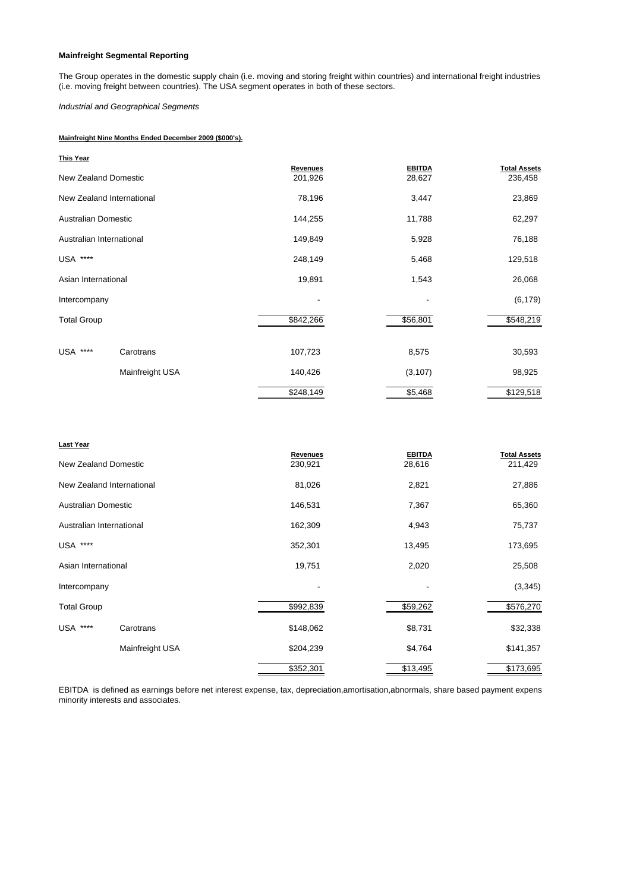**Mainfreight Segmental Reporting**

The Group operates in the domestic supply chain (i.e. moving and storing freight within countries) and international freight industries (i.e. moving freight between countries). The USA segment operates in both of these sectors.

*Industrial and Geographical Segments*

**Mainfreight Nine Months Ended December 2009 ($000's).**

**This Year**

| | | Revenues | EBITDA | Total Assets |
|---|---|---|---|---|
| New Zealand Domestic | | 201,926 | 28,627 | 236,458 |
| New Zealand International | | 78,196 | 3,447 | 23,869 |
| Australian Domestic | | 144,255 | 11,788 | 62,297 |
| Australian International | | 149,849 | 5,928 | 76,188 |
| USA **** | | 248,149 | 5,468 | 129,518 |
| Asian International | | 19,891 | 1,543 | 26,068 |
| Intercompany | | - | - | (6,179) |
| Total Group | | $842,266 | $56,801 | $548,219 |
| USA **** | Carotrans | 107,723 | 8,575 | 30,593 |
| | Mainfreight USA | 140,426 | (3,107) | 98,925 |
| | | $248,149 | $5,468 | $129,518 |

**Last Year**

| | | Revenues | EBITDA | Total Assets |
|---|---|---|---|---|
| New Zealand Domestic | | 230,921 | 28,616 | 211,429 |
| New Zealand International | | 81,026 | 2,821 | 27,886 |
| Australian Domestic | | 146,531 | 7,367 | 65,360 |
| Australian International | | 162,309 | 4,943 | 75,737 |
| USA **** | | 352,301 | 13,495 | 173,695 |
| Asian International | | 19,751 | 2,020 | 25,508 |
| Intercompany | | - | - | (3,345) |
| Total Group | | $992,839 | $59,262 | $576,270 |
| USA **** | Carotrans | $148,062 | $8,731 | $32,338 |
| | Mainfreight USA | $204,239 | $4,764 | $141,357 |
| | | $352,301 | $13,495 | $173,695 |

EBITDA is defined as earnings before net interest expense, tax, depreciation,amortisation,abnormals, share based payment expens minority interests and associates.